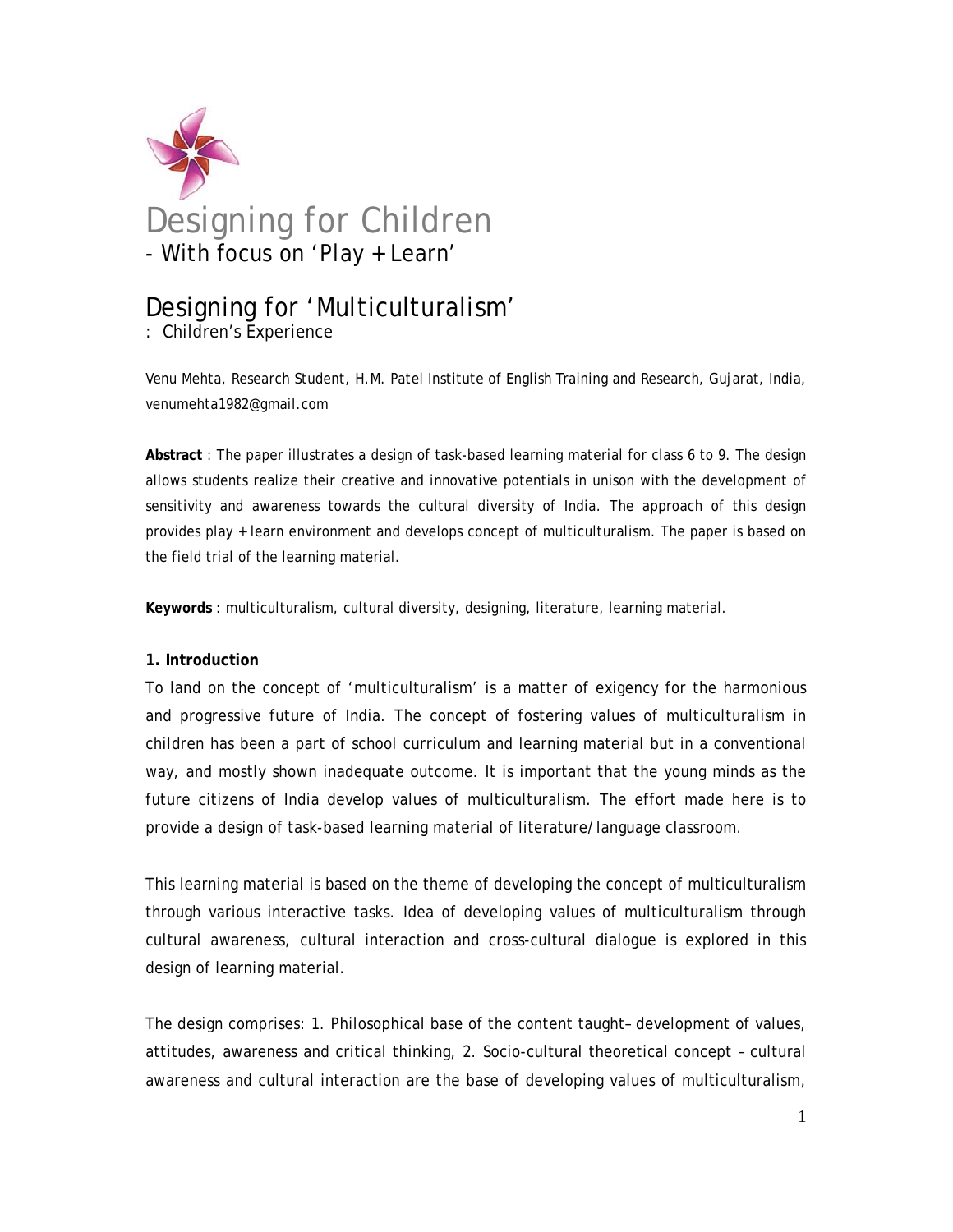# Designing for Children

## - With focus on 'Play + Learn'

# Designing for 'Multiculturalism'

: Children's Experience

Venu Mehta, Research Student, H.M. Patel Institute of English Training and Research, Gujarat, India, venumehta1982@gmail.com

**Abstract** : The paper illustrates a design of task-based learning material for class 6 to 9. The design allows students realize their creative and innovative potentials in unison with the development of sensitivity and awareness towards the cultural diversity of India. The approach of this design provides play + learn environment and develops concept of multiculturalism. The paper is based on the field trial of the learning material.

**Keywords** : multiculturalism, cultural diversity, designing, literature, learning material.

**1. Introduction**

To land on the concept of 'multiculturalism' is a matter of exigency for the harmonious and progressive future of India. The concept of fostering values of multiculturalism in children has been a part of school curriculum and learning material but in a conventional way, and mostly shown inadequate outcome. It is important that the young minds as the future citizens of India develop values of multiculturalism. The effort made here is to provide a design of task-based learning material of literature/language classroom.

This learning material is based on the theme of developing the concept of multiculturalism through various interactive tasks. Idea of developing values of multiculturalism through cultural awareness, cultural interaction and cross-cultural dialogue is explored in this design of learning material.

The design comprises: 1. Philosophical base of the content taught– development of values, attitudes, awareness and critical thinking, 2. Socio-cultural theoretical concept – cultural awareness and cultural interaction are the base of developing values of multiculturalism,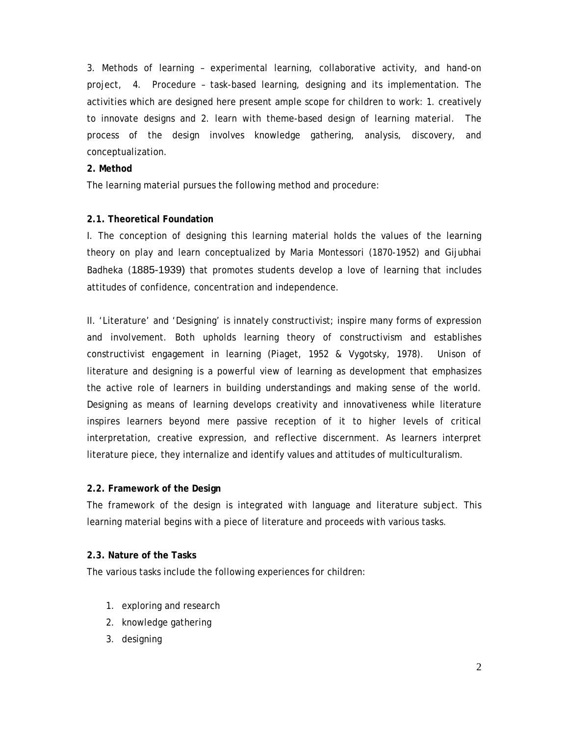3. Methods of learning – experimental learning, collaborative activity, and hand-on project, 4. Procedure – task-based learning, designing and its implementation. The activities which are designed here present ample scope for children to work: 1. creatively to innovate designs and 2. learn with theme-based design of learning material. The process of the design involves knowledge gathering, analysis, discovery, and conceptualization.

**2. Method**

The learning material pursues the following method and procedure:

**2.1. Theoretical Foundation**

I. The conception of designing this learning material holds the values of the learning theory on play and learn conceptualized by Maria Montessori (1870-1952) and Gijubhai Badheka (1885-1939) that promotes students develop a love of learning that includes attitudes of confidence, concentration and independence.

II. 'Literature' and 'Designing' is innately constructivist; inspire many forms of expression and involvement. Both upholds learning theory of constructivism and establishes constructivist engagement in learning (Piaget, 1952 & Vygotsky, 1978). Unison of literature and designing is a powerful view of learning as development that emphasizes the active role of learners in building understandings and making sense of the world. Designing as means of learning develops creativity and innovativeness while literature inspires learners beyond mere passive reception of it to higher levels of critical interpretation, creative expression, and reflective discernment. As learners interpret literature piece, they internalize and identify values and attitudes of multiculturalism.

**2.2. Framework of the Design**

The framework of the design is integrated with language and literature subject. This learning material begins with a piece of literature and proceeds with various tasks.

**2.3. Nature of the Tasks**

The various tasks include the following experiences for children:

1. exploring and research
2. knowledge gathering
3. designing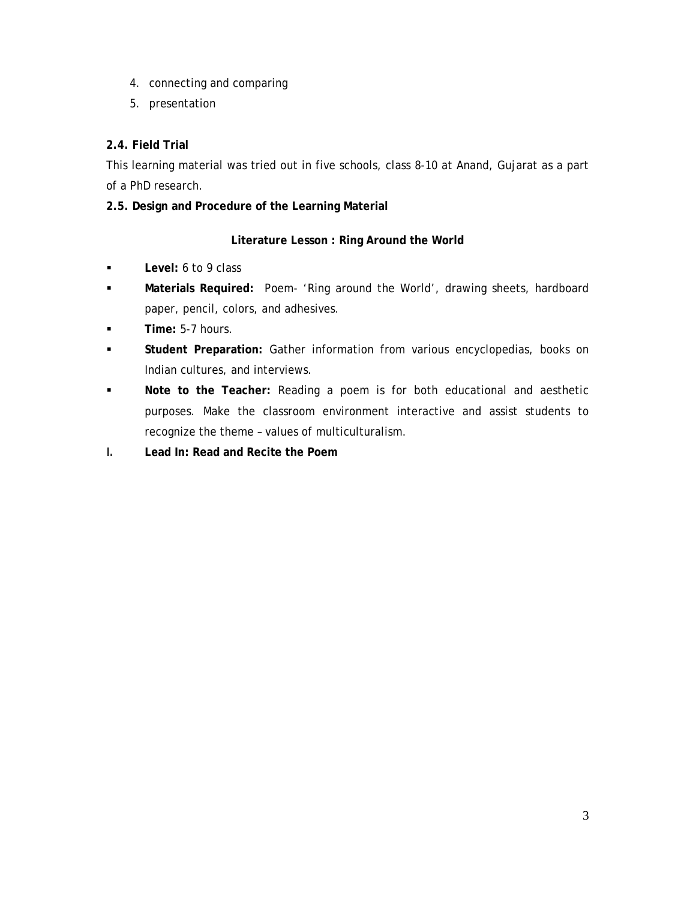4. connecting and comparing
5. presentation

**2.4. Field Trial**

This learning material was tried out in five schools, class 8-10 at Anand, Gujarat as a part of a PhD research.

**2.5. Design and Procedure of the Learning Material**

**Literature Lesson : Ring Around the World**

- **Level:** 6 to 9 class
- **Materials Required:** Poem- 'Ring around the World', drawing sheets, hardboard paper, pencil, colors, and adhesives.
- **Time:** 5-7 hours.
- **Student Preparation:** Gather information from various encyclopedias, books on Indian cultures, and interviews.
- **Note to the Teacher:** Reading a poem is for both educational and aesthetic purposes. Make the classroom environment interactive and assist students to recognize the theme – values of multiculturalism.

**I. Lead In: Read and Recite the Poem**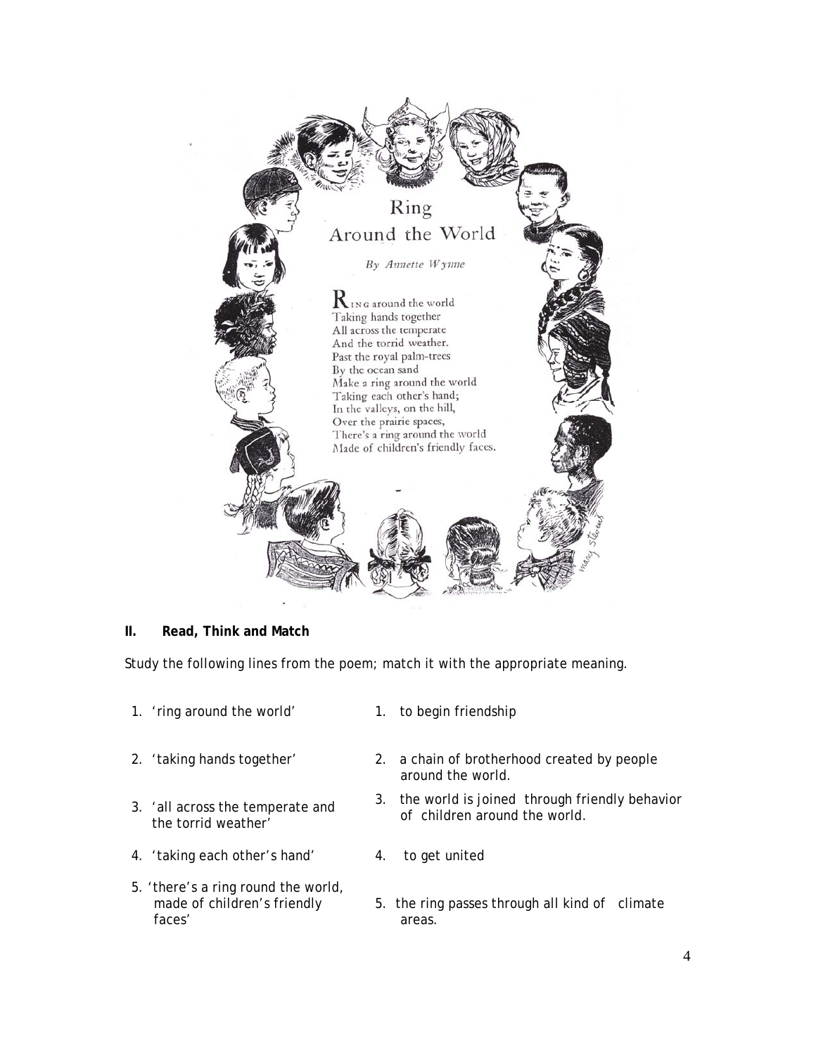# Ring Around the World

*By Annette Wynne*

RING around the world  
Taking hands together  
All across the temperate  
And the torrid weather.  
Past the royal palm-trees  
By the ocean sand  
Make a ring around the world  
Taking each other's hand;  
In the valleys, on the hill,  
Over the prairie spaces,  
There's a ring around the world  
Made of children's friendly faces.

**II. Read, Think and Match**

Study the following lines from the poem; match it with the appropriate meaning.

| | |
|---|---|
| 1. 'ring around the world' | 1. to begin friendship |
| 2. 'taking hands together' | 2. a chain of brotherhood created by people around the world. |
| 3. 'all across the temperate and the torrid weather' | 3. the world is joined through friendly behavior of children around the world. |
| 4. 'taking each other's hand' | 4. to get united |
| 5. 'there's a ring round the world, made of children's friendly faces' | 5. the ring passes through all kind of climate areas. |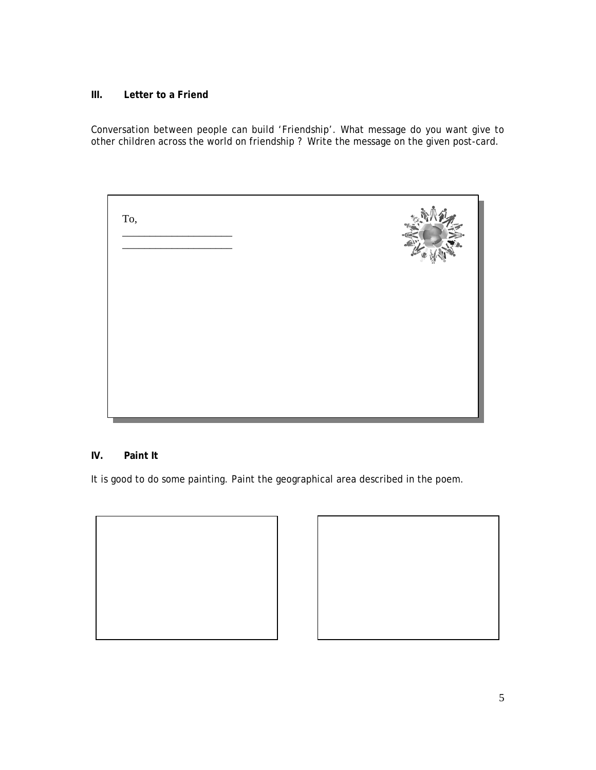### III. Letter to a Friend

Conversation between people can build 'Friendship'. What message do you want give to other children across the world on friendship ? Write the message on the given post-card.

To,
______________________
______________________

### IV. Paint It

It is good to do some painting. Paint the geographical area described in the poem.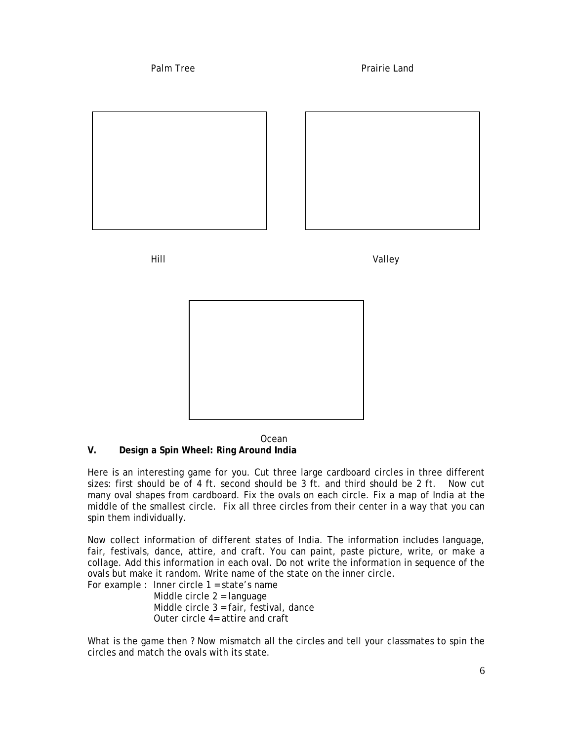Palm Tree Prairie Land

Hill Valley

Ocean

**V. Design a Spin Wheel: Ring Around India**

Here is an interesting game for you. Cut three large cardboard circles in three different sizes: first should be of 4 ft. second should be 3 ft. and third should be 2 ft. Now cut many oval shapes from cardboard. Fix the ovals on each circle. Fix a map of India at the middle of the smallest circle. Fix all three circles from their center in a way that you can spin them individually.

Now collect information of different states of India. The information includes language, fair, festivals, dance, attire, and craft. You can paint, paste picture, write, or make a collage. Add this information in each oval. Do not write the information in sequence of the ovals but make it random. Write name of the state on the inner circle.

For example : Inner circle 1 = state's name
Middle circle 2 = language
Middle circle 3 = fair, festival, dance
Outer circle 4= attire and craft

What is the game then ? Now mismatch all the circles and tell your classmates to spin the circles and match the ovals with its state.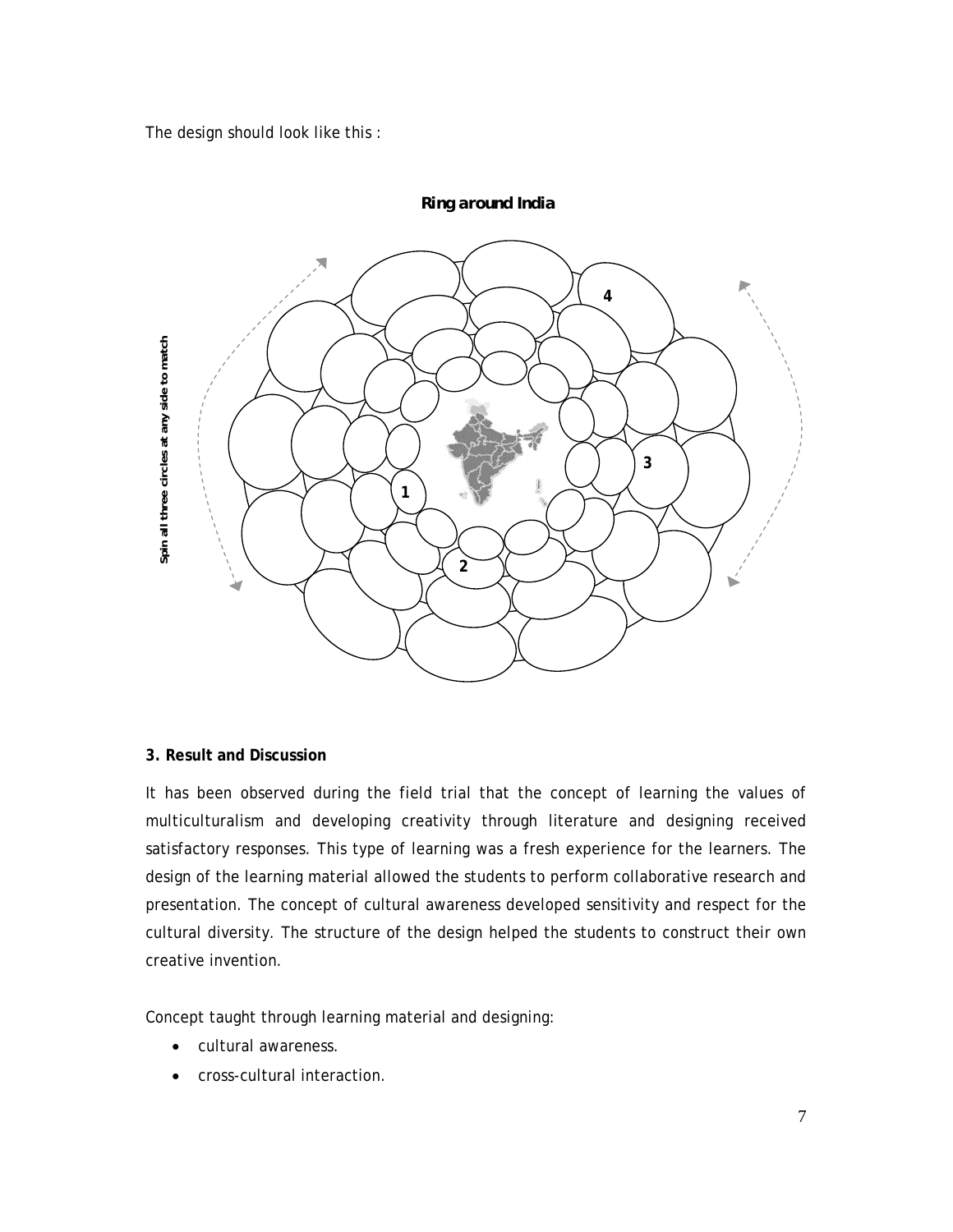The design should look like this :

**Ring around India**

Spin all three circles at any side to match

1

2

3

4

**3. Result and Discussion**

It has been observed during the field trial that the concept of learning the values of multiculturalism and developing creativity through literature and designing received satisfactory responses. This type of learning was a fresh experience for the learners. The design of the learning material allowed the students to perform collaborative research and presentation. The concept of cultural awareness developed sensitivity and respect for the cultural diversity. The structure of the design helped the students to construct their own creative invention.

Concept taught through learning material and designing:

- cultural awareness.
- cross-cultural interaction.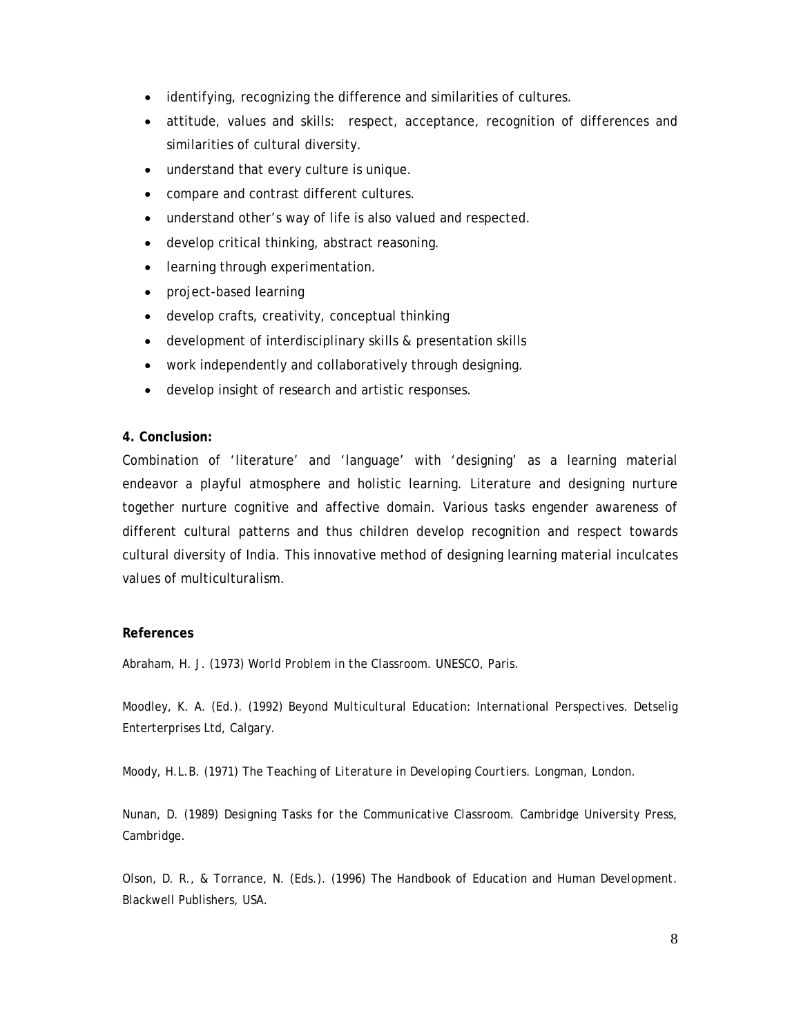- identifying, recognizing the difference and similarities of cultures.
- attitude, values and skills: respect, acceptance, recognition of differences and similarities of cultural diversity.
- understand that every culture is unique.
- compare and contrast different cultures.
- understand other's way of life is also valued and respected.
- develop critical thinking, abstract reasoning.
- learning through experimentation.
- project-based learning
- develop crafts, creativity, conceptual thinking
- development of interdisciplinary skills & presentation skills
- work independently and collaboratively through designing.
- develop insight of research and artistic responses.

**4. Conclusion:**

Combination of 'literature' and 'language' with 'designing' as a learning material endeavor a playful atmosphere and holistic learning. Literature and designing nurture together nurture cognitive and affective domain. Various tasks engender awareness of different cultural patterns and thus children develop recognition and respect towards cultural diversity of India. This innovative method of designing learning material inculcates values of multiculturalism.

**References**

Abraham, H. J. (1973) *World Problem in the Classroom*. UNESCO, Paris.

Moodley, K. A. (Ed.). (1992) *Beyond Multicultural Education: International Perspectives*. Detselig Enterterprises Ltd, Calgary.

Moody, H.L.B. (1971) *The Teaching of Literature in Developing Courtiers*. Longman, London.

Nunan, D. (1989) *Designing Tasks for the Communicative Classroom*. Cambridge University Press, Cambridge.

Olson, D. R., & Torrance, N. (Eds.). (1996) *The Handbook of Education and Human Development*. Blackwell Publishers, USA.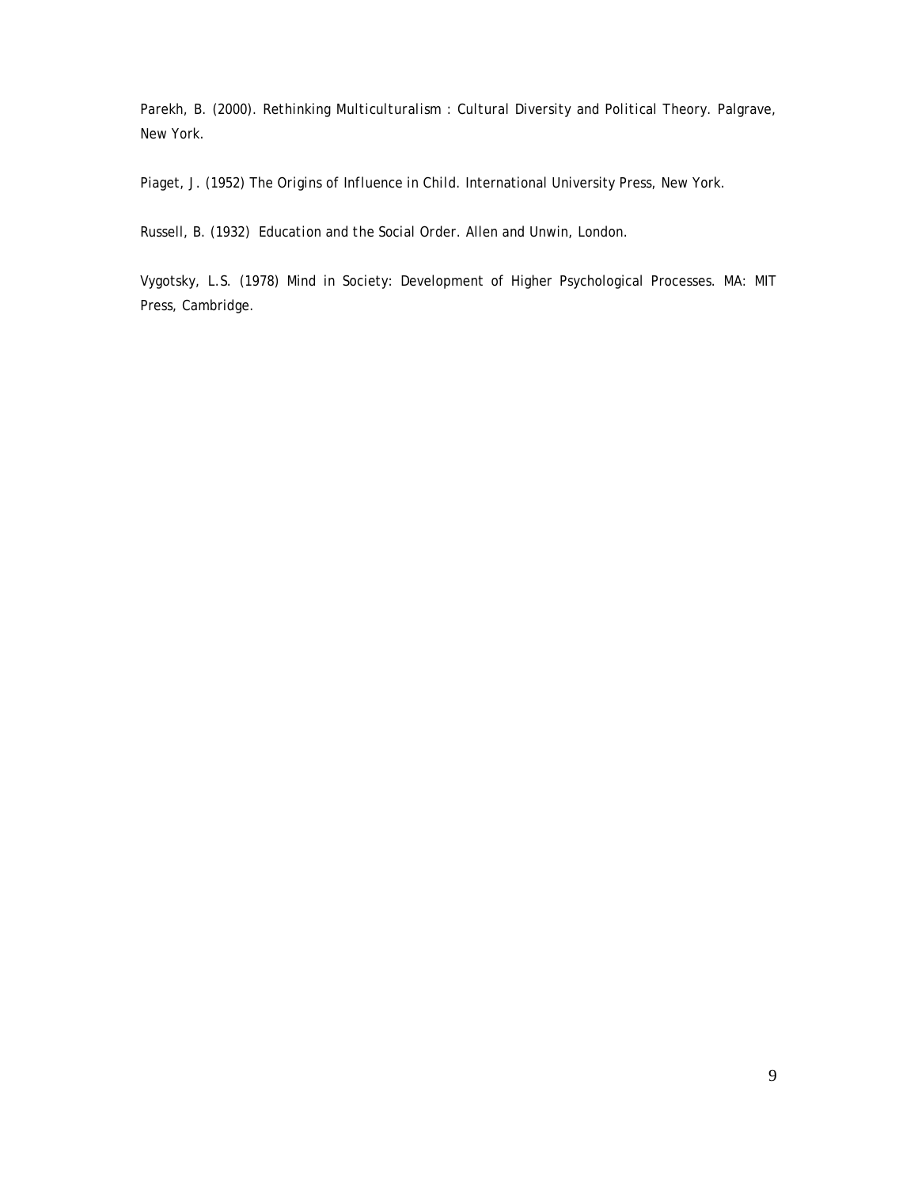Parekh, B. (2000). Rethinking Multiculturalism : Cultural Diversity and Political Theory. Palgrave, New York.

Piaget, J. (1952) The Origins of Influence in Child. International University Press, New York.

Russell, B. (1932) Education and the Social Order. Allen and Unwin, London.

Vygotsky, L.S. (1978) Mind in Society: Development of Higher Psychological Processes. MA: MIT Press, Cambridge.